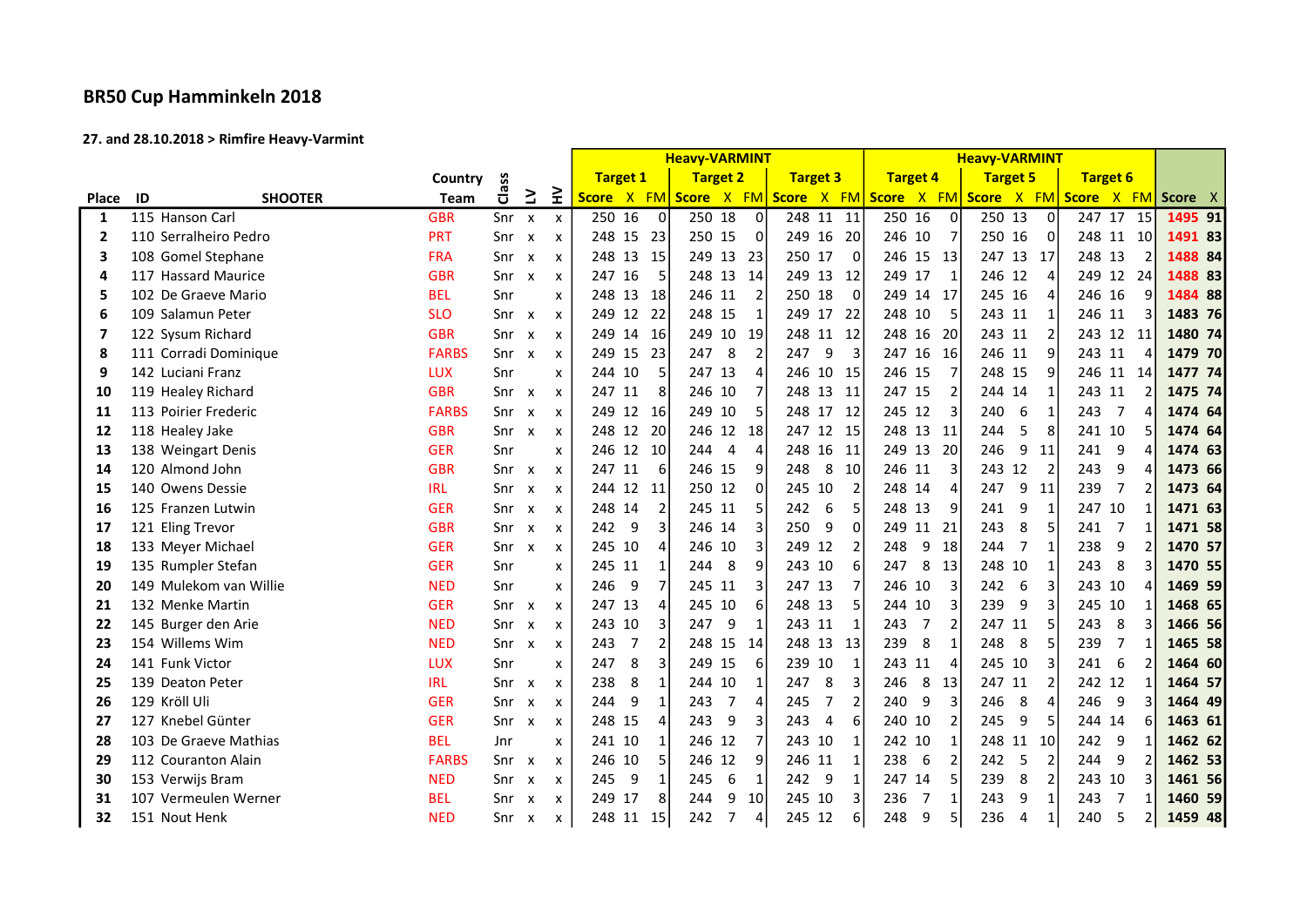# BR50 Cup Hamminkeln 2018

**27. and 28.10.2018 > Rimfire Heavy-Varmint**

| Place | ID | SHOOTER | Country Team | Class | LV | HV | Heavy-VARMINT Target 1 Score | X | FM | Target 2 Score | X | FM | Target 3 Score | X | FM | Heavy-VARMINT Target 4 Score | X | FM | Target 5 Score | X | FM | Target 6 Score | X | FM | Score | X |
|---|---|---|---|---|---|---|---|---|---|---|---|---|---|---|---|---|---|---|---|---|---|---|---|---|---|---|
| 1 | 115 | Hanson Carl | GBR | Snr | x | x | 250 | 16 | 0 | 250 | 18 | 0 | 248 | 11 | 11 | 250 | 16 | 0 | 250 | 13 | 0 | 247 | 17 | 15 | 1495 | 91 |
| 2 | 110 | Serralheiro Pedro | PRT | Snr | x | x | 248 | 15 | 23 | 250 | 15 | 0 | 249 | 16 | 20 | 246 | 10 | 7 | 250 | 16 | 0 | 248 | 11 | 10 | 1491 | 83 |
| 3 | 108 | Gomel Stephane | FRA | Snr | x | x | 248 | 13 | 15 | 249 | 13 | 23 | 250 | 17 | 0 | 246 | 15 | 13 | 247 | 13 | 17 | 248 | 13 | 2 | 1488 | 84 |
| 4 | 117 | Hassard Maurice | GBR | Snr | x | x | 247 | 16 | 5 | 248 | 13 | 14 | 249 | 13 | 12 | 249 | 17 | 1 | 246 | 12 | 4 | 249 | 12 | 24 | 1488 | 83 |
| 5 | 102 | De Graeve Mario | BEL | Snr | | x | 248 | 13 | 18 | 246 | 11 | 2 | 250 | 18 | 0 | 249 | 14 | 17 | 245 | 16 | 4 | 246 | 16 | 9 | 1484 | 88 |
| 6 | 109 | Salamun Peter | SLO | Snr | x | x | 249 | 12 | 22 | 248 | 15 | 1 | 249 | 17 | 22 | 248 | 10 | 5 | 243 | 11 | 1 | 246 | 11 | 3 | 1483 | 76 |
| 7 | 122 | Sysum Richard | GBR | Snr | x | x | 249 | 14 | 16 | 249 | 10 | 19 | 248 | 11 | 12 | 248 | 16 | 20 | 243 | 11 | 2 | 243 | 12 | 11 | 1480 | 74 |
| 8 | 111 | Corradi Dominique | FARBS | Snr | x | x | 249 | 15 | 23 | 247 | 8 | 2 | 247 | 9 | 3 | 247 | 16 | 16 | 246 | 11 | 9 | 243 | 11 | 4 | 1479 | 70 |
| 9 | 142 | Luciani Franz | LUX | Snr | | x | 244 | 10 | 5 | 247 | 13 | 4 | 246 | 10 | 15 | 246 | 15 | 7 | 248 | 15 | 9 | 246 | 11 | 14 | 1477 | 74 |
| 10 | 119 | Healey Richard | GBR | Snr | x | x | 247 | 11 | 8 | 246 | 10 | 7 | 248 | 13 | 11 | 247 | 15 | 2 | 244 | 14 | 1 | 243 | 11 | 2 | 1475 | 74 |
| 11 | 113 | Poirier Frederic | FARBS | Snr | x | x | 249 | 12 | 16 | 249 | 10 | 5 | 248 | 17 | 12 | 245 | 12 | 3 | 240 | 6 | 1 | 243 | 7 | 4 | 1474 | 64 |
| 12 | 118 | Healey Jake | GBR | Snr | x | x | 248 | 12 | 20 | 246 | 12 | 18 | 247 | 12 | 15 | 248 | 13 | 11 | 244 | 5 | 8 | 241 | 10 | 5 | 1474 | 64 |
| 13 | 138 | Weingart Denis | GER | Snr | | x | 246 | 12 | 10 | 244 | 4 | 4 | 248 | 16 | 11 | 249 | 13 | 20 | 246 | 9 | 11 | 241 | 9 | 4 | 1474 | 63 |
| 14 | 120 | Almond John | GBR | Snr | x | x | 247 | 11 | 6 | 246 | 15 | 9 | 248 | 8 | 10 | 246 | 11 | 3 | 243 | 12 | 2 | 243 | 9 | 4 | 1473 | 66 |
| 15 | 140 | Owens Dessie | IRL | Snr | x | x | 244 | 12 | 11 | 250 | 12 | 0 | 245 | 10 | 2 | 248 | 14 | 4 | 247 | 9 | 11 | 239 | 7 | 2 | 1473 | 64 |
| 16 | 125 | Franzen Lutwin | GER | Snr | x | x | 248 | 14 | 2 | 245 | 11 | 5 | 242 | 6 | 5 | 248 | 13 | 9 | 241 | 9 | 1 | 247 | 10 | 1 | 1471 | 63 |
| 17 | 121 | Eling Trevor | GBR | Snr | x | x | 242 | 9 | 3 | 246 | 14 | 3 | 250 | 9 | 0 | 249 | 11 | 21 | 243 | 8 | 5 | 241 | 7 | 1 | 1471 | 58 |
| 18 | 133 | Meyer Michael | GER | Snr | x | x | 245 | 10 | 4 | 246 | 10 | 3 | 249 | 12 | 2 | 248 | 9 | 18 | 244 | 7 | 1 | 238 | 9 | 2 | 1470 | 57 |
| 19 | 135 | Rumpler Stefan | GER | Snr | | x | 245 | 11 | 1 | 244 | 8 | 9 | 243 | 10 | 6 | 247 | 8 | 13 | 248 | 10 | 8 | 243 | 8 | 3 | 1470 | 55 |
| 20 | 149 | Mulekom van Willie | NED | Snr | | x | 246 | 9 | 7 | 245 | 11 | 3 | 247 | 13 | 7 | 246 | 10 | 3 | 242 | 6 | 3 | 243 | 10 | 4 | 1469 | 59 |
| 21 | 132 | Menke Martin | GER | Snr | x | x | 247 | 13 | 4 | 245 | 10 | 6 | 248 | 13 | 5 | 244 | 10 | 3 | 239 | 9 | 3 | 245 | 10 | 1 | 1468 | 65 |
| 22 | 145 | Burger den Arie | NED | Snr | x | x | 243 | 10 | 3 | 247 | 9 | 1 | 243 | 11 | 1 | 243 | 7 | 2 | 247 | 11 | 5 | 243 | 8 | 3 | 1466 | 56 |
| 23 | 154 | Willems Wim | NED | Snr | x | x | 243 | 7 | 2 | 248 | 15 | 14 | 248 | 13 | 13 | 239 | 8 | 1 | 248 | 8 | 5 | 239 | 7 | 1 | 1465 | 58 |
| 24 | 141 | Funk Victor | LUX | Snr | | x | 247 | 8 | 3 | 249 | 15 | 6 | 239 | 10 | 1 | 243 | 11 | 4 | 245 | 10 | 3 | 241 | 6 | 2 | 1464 | 60 |
| 25 | 139 | Deaton Peter | IRL | Snr | x | x | 238 | 8 | 1 | 244 | 10 | 1 | 247 | 8 | 3 | 246 | 8 | 13 | 247 | 11 | 2 | 242 | 12 | 1 | 1464 | 57 |
| 26 | 129 | Kröll Uli | GER | Snr | x | x | 244 | 9 | 1 | 243 | 7 | 4 | 245 | 7 | 2 | 240 | 9 | 3 | 246 | 8 | 4 | 246 | 9 | 3 | 1464 | 49 |
| 27 | 127 | Knebel Günter | GER | Snr | x | x | 248 | 15 | 4 | 243 | 9 | 3 | 243 | 4 | 6 | 240 | 10 | 2 | 245 | 9 | 5 | 244 | 14 | 6 | 1463 | 61 |
| 28 | 103 | De Graeve Mathias | BEL | Jnr | | x | 241 | 10 | 1 | 246 | 12 | 7 | 243 | 10 | 1 | 242 | 10 | 1 | 248 | 11 | 10 | 242 | 9 | 1 | 1462 | 62 |
| 29 | 112 | Couranton Alain | FARBS | Snr | x | x | 246 | 10 | 5 | 246 | 12 | 9 | 246 | 11 | 1 | 238 | 6 | 2 | 242 | 5 | 2 | 244 | 9 | 2 | 1462 | 53 |
| 30 | 153 | Verwijs Bram | NED | Snr | x | x | 245 | 9 | 1 | 245 | 6 | 1 | 242 | 9 | 1 | 247 | 14 | 5 | 239 | 8 | 2 | 243 | 10 | 3 | 1461 | 56 |
| 31 | 107 | Vermeulen Werner | BEL | Snr | x | x | 249 | 17 | 8 | 244 | 9 | 10 | 245 | 10 | 3 | 236 | 7 | 1 | 243 | 9 | 1 | 243 | 7 | 1 | 1460 | 59 |
| 32 | 151 | Nout Henk | NED | Snr | x | x | 248 | 11 | 15 | 242 | 7 | 4 | 245 | 12 | 6 | 248 | 9 | 5 | 236 | 4 | 1 | 240 | 5 | 2 | 1459 | 48 |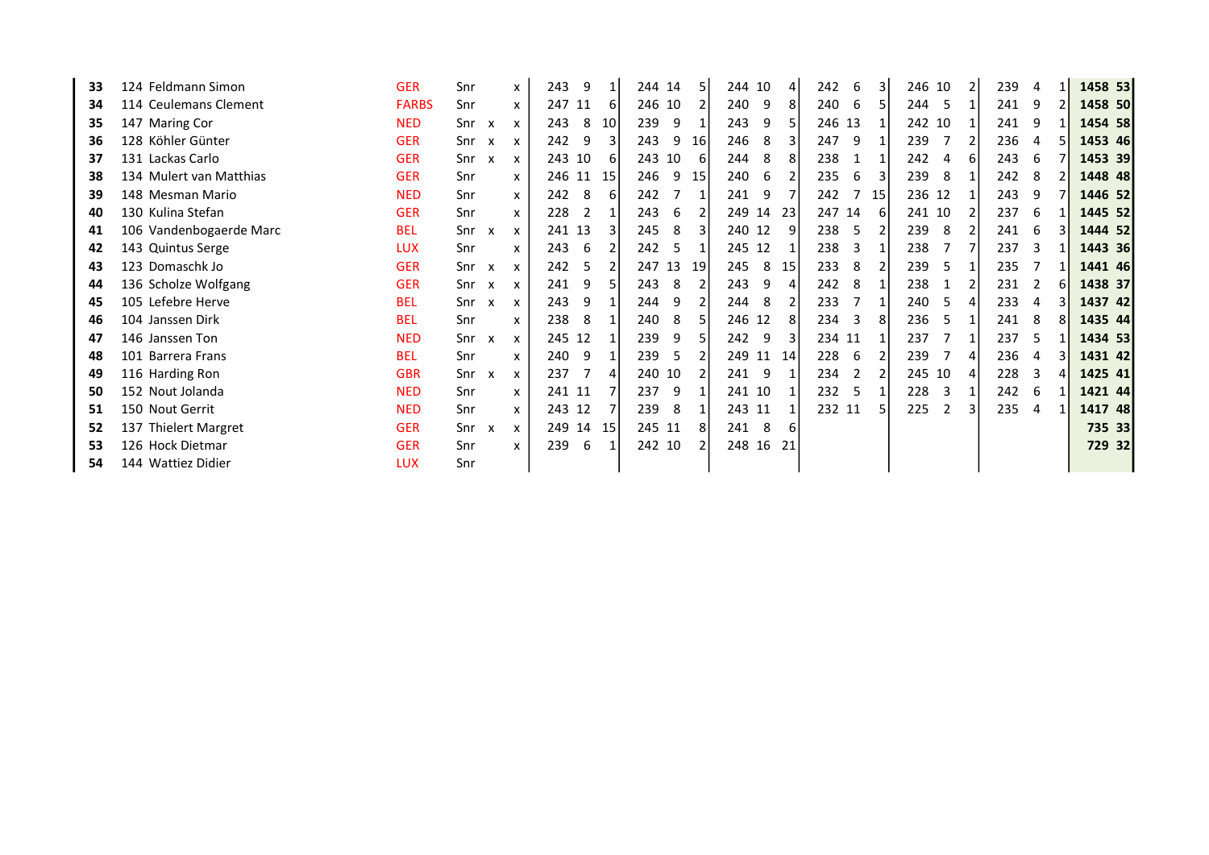| | | | | | | | | | | | | | | | | | | | | | | | | | | | | |
|---|---|---|---|---|---|---|---|---|---|---|---|---|---|---|---|---|---|---|---|---|---|---|---|---|---|---|---|---|
| **33** | 124 | Feldmann Simon | GER | Snr | | x | 243 | 9 | 1 | 244 | 14 | 5 | 244 | 10 | 4 | 242 | 6 | 3 | 246 | 10 | 2 | 239 | 4 | 1 | **1458** | **53** |
| **34** | 114 | Ceulemans Clement | FARBS | Snr | | x | 247 | 11 | 6 | 246 | 10 | 2 | 240 | 9 | 8 | 240 | 6 | 5 | 244 | 5 | 1 | 241 | 9 | 2 | **1458** | **50** |
| **35** | 147 | Maring Cor | NED | Snr | x | x | 243 | 8 | 10 | 239 | 9 | 1 | 243 | 9 | 5 | 246 | 13 | 1 | 242 | 10 | 1 | 241 | 9 | 1 | **1454** | **58** |
| **36** | 128 | Köhler Günter | GER | Snr | x | x | 242 | 9 | 3 | 243 | 9 | 16 | 246 | 8 | 3 | 247 | 9 | 1 | 239 | 7 | 2 | 236 | 4 | 5 | **1453** | **46** |
| **37** | 131 | Lackas Carlo | GER | Snr | x | x | 243 | 10 | 6 | 243 | 10 | 6 | 244 | 8 | 8 | 238 | 1 | 1 | 242 | 4 | 6 | 243 | 6 | 7 | **1453** | **39** |
| **38** | 134 | Mulert van Matthias | GER | Snr | | x | 246 | 11 | 15 | 246 | 9 | 15 | 240 | 6 | 2 | 235 | 6 | 3 | 239 | 8 | 1 | 242 | 8 | 2 | **1448** | **48** |
| **39** | 148 | Mesman Mario | NED | Snr | | x | 242 | 8 | 6 | 242 | 7 | 1 | 241 | 9 | 7 | 242 | 7 | 15 | 236 | 12 | 1 | 243 | 9 | 7 | **1446** | **52** |
| **40** | 130 | Kulina Stefan | GER | Snr | | x | 228 | 2 | 1 | 243 | 6 | 2 | 249 | 14 | 23 | 247 | 14 | 6 | 241 | 10 | 2 | 237 | 6 | 1 | **1445** | **52** |
| **41** | 106 | Vandenbogaerde Marc | BEL | Snr | x | x | 241 | 13 | 3 | 245 | 8 | 3 | 240 | 12 | 9 | 238 | 5 | 2 | 239 | 8 | 2 | 241 | 6 | 3 | **1444** | **52** |
| **42** | 143 | Quintus Serge | LUX | Snr | | x | 243 | 6 | 2 | 242 | 5 | 1 | 245 | 12 | 1 | 238 | 3 | 1 | 238 | 7 | 7 | 237 | 3 | 1 | **1443** | **36** |
| **43** | 123 | Domaschk Jo | GER | Snr | x | x | 242 | 5 | 2 | 247 | 13 | 19 | 245 | 8 | 15 | 233 | 8 | 2 | 239 | 5 | 1 | 235 | 7 | 1 | **1441** | **46** |
| **44** | 136 | Scholze Wolfgang | GER | Snr | x | x | 241 | 9 | 5 | 243 | 8 | 2 | 243 | 9 | 4 | 242 | 8 | 1 | 238 | 1 | 2 | 231 | 2 | 6 | **1438** | **37** |
| **45** | 105 | Lefebre Herve | BEL | Snr | x | x | 243 | 9 | 1 | 244 | 9 | 2 | 244 | 8 | 2 | 233 | 7 | 1 | 240 | 5 | 4 | 233 | 4 | 3 | **1437** | **42** |
| **46** | 104 | Janssen Dirk | BEL | Snr | | x | 238 | 8 | 1 | 240 | 8 | 5 | 246 | 12 | 8 | 234 | 3 | 8 | 236 | 5 | 1 | 241 | 8 | 8 | **1435** | **44** |
| **47** | 146 | Janssen Ton | NED | Snr | x | x | 245 | 12 | 1 | 239 | 9 | 5 | 242 | 9 | 3 | 234 | 11 | 1 | 237 | 7 | 1 | 237 | 5 | 1 | **1434** | **53** |
| **48** | 101 | Barrera Frans | BEL | Snr | | x | 240 | 9 | 1 | 239 | 5 | 2 | 249 | 11 | 14 | 228 | 6 | 2 | 239 | 7 | 4 | 236 | 4 | 3 | **1431** | **42** |
| **49** | 116 | Harding Ron | GBR | Snr | x | x | 237 | 7 | 4 | 240 | 10 | 2 | 241 | 9 | 1 | 234 | 2 | 2 | 245 | 10 | 4 | 228 | 3 | 4 | **1425** | **41** |
| **50** | 152 | Nout Jolanda | NED | Snr | | x | 241 | 11 | 7 | 237 | 9 | 1 | 241 | 10 | 1 | 232 | 5 | 1 | 228 | 3 | 1 | 242 | 6 | 1 | **1421** | **44** |
| **51** | 150 | Nout Gerrit | NED | Snr | | x | 243 | 12 | 7 | 239 | 8 | 1 | 243 | 11 | 1 | 232 | 11 | 5 | 225 | 2 | 3 | 235 | 4 | 1 | **1417** | **48** |
| **52** | 137 | Thielert Margret | GER | Snr | x | x | 249 | 14 | 15 | 245 | 11 | 8 | 241 | 8 | 6 | | | | | | | | | | **735** | **33** |
| **53** | 126 | Hock Dietmar | GER | Snr | | x | 239 | 6 | 1 | 242 | 10 | 2 | 248 | 16 | 21 | | | | | | | | | | **729** | **32** |
| **54** | 144 | Wattiez Didier | LUX | Snr | | | | | | | | | | | | | | | | | | | | | | |